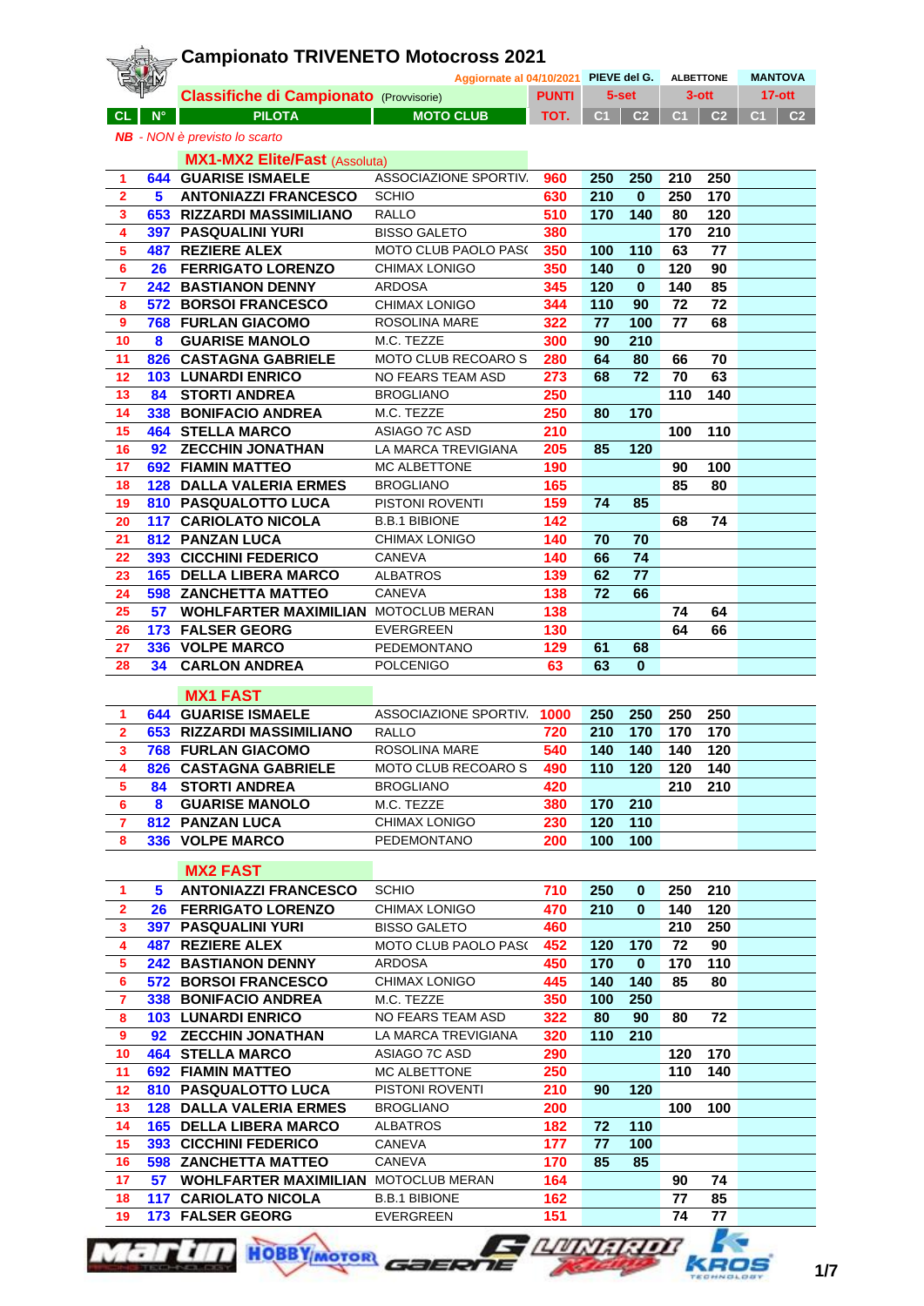# Campionato TRIVENETO Motocross 2021

Aggiornate al 04/10/2021

## Classifiche di Campionato (Provvisorie)

*NB - NON è previsto lo scarto*

| CL | N° | PILOTA | MOTO CLUB | PUNTI TOT. | PIEVE del G. 5-set C1 | PIEVE del G. 5-set C2 | ALBETTONE 3-ott C1 | ALBETTONE 3-ott C2 | MANTOVA 17-ott C1 | MANTOVA 17-ott C2 |
|---|---|---|---|---|---|---|---|---|---|---|
| | | **MX1-MX2 Elite/Fast (Assoluta)** | | | | | | | | |
| 1 | 644 | GUARISE ISMAELE | ASSOCIAZIONE SPORTIV. | 960 | 250 | 250 | 210 | 250 | | |
| 2 | 5 | ANTONIAZZI FRANCESCO | SCHIO | 630 | 210 | 0 | 250 | 170 | | |
| 3 | 653 | RIZZARDI MASSIMILIANO | RALLO | 510 | 170 | 140 | 80 | 120 | | |
| 4 | 397 | PASQUALINI YURI | BISSO GALETO | 380 | | | 170 | 210 | | |
| 5 | 487 | REZIERE ALEX | MOTO CLUB PAOLO PAS( | 350 | 100 | 110 | 63 | 77 | | |
| 6 | 26 | FERRIGATO LORENZO | CHIMAX LONIGO | 350 | 140 | 0 | 120 | 90 | | |
| 7 | 242 | BASTIANON DENNY | ARDOSA | 345 | 120 | 0 | 140 | 85 | | |
| 8 | 572 | BORSOI FRANCESCO | CHIMAX LONIGO | 344 | 110 | 90 | 72 | 72 | | |
| 9 | 768 | FURLAN GIACOMO | ROSOLINA MARE | 322 | 77 | 100 | 77 | 68 | | |
| 10 | 8 | GUARISE MANOLO | M.C. TEZZE | 300 | 90 | 210 | | | | |
| 11 | 826 | CASTAGNA GABRIELE | MOTO CLUB RECOARO S | 280 | 64 | 80 | 66 | 70 | | |
| 12 | 103 | LUNARDI ENRICO | NO FEARS TEAM ASD | 273 | 68 | 72 | 70 | 63 | | |
| 13 | 84 | STORTI ANDREA | BROGLIANO | 250 | | | 110 | 140 | | |
| 14 | 338 | BONIFACIO ANDREA | M.C. TEZZE | 250 | 80 | 170 | | | | |
| 15 | 464 | STELLA MARCO | ASIAGO 7C ASD | 210 | | | 100 | 110 | | |
| 16 | 92 | ZECCHIN JONATHAN | LA MARCA TREVIGIANA | 205 | 85 | 120 | | | | |
| 17 | 692 | FIAMIN MATTEO | MC ALBETTONE | 190 | | | 90 | 100 | | |
| 18 | 128 | DALLA VALERIA ERMES | BROGLIANO | 165 | | | 85 | 80 | | |
| 19 | 810 | PASQUALOTTO LUCA | PISTONI ROVENTI | 159 | 74 | 85 | | | | |
| 20 | 117 | CARIOLATO NICOLA | B.B.1 BIBIONE | 142 | | | 68 | 74 | | |
| 21 | 812 | PANZAN LUCA | CHIMAX LONIGO | 140 | 70 | 70 | | | | |
| 22 | 393 | CICCHINI FEDERICO | CANEVA | 140 | 66 | 74 | | | | |
| 23 | 165 | DELLA LIBERA MARCO | ALBATROS | 139 | 62 | 77 | | | | |
| 24 | 598 | ZANCHETTA MATTEO | CANEVA | 138 | 72 | 66 | | | | |
| 25 | 57 | WOHLFARTER MAXIMILIAN | MOTOCLUB MERAN | 138 | | | 74 | 64 | | |
| 26 | 173 | FALSER GEORG | EVERGREEN | 130 | | | 64 | 66 | | |
| 27 | 336 | VOLPE MARCO | PEDEMONTANO | 129 | 61 | 68 | | | | |
| 28 | 34 | CARLON ANDREA | POLCENIGO | 63 | 63 | 0 | | | | |
| | | **MX1 FAST** | | | | | | | | |
| 1 | 644 | GUARISE ISMAELE | ASSOCIAZIONE SPORTIV. | 1000 | 250 | 250 | 250 | 250 | | |
| 2 | 653 | RIZZARDI MASSIMILIANO | RALLO | 720 | 210 | 170 | 170 | 170 | | |
| 3 | 768 | FURLAN GIACOMO | ROSOLINA MARE | 540 | 140 | 140 | 140 | 120 | | |
| 4 | 826 | CASTAGNA GABRIELE | MOTO CLUB RECOARO S | 490 | 110 | 120 | 120 | 140 | | |
| 5 | 84 | STORTI ANDREA | BROGLIANO | 420 | | | 210 | 210 | | |
| 6 | 8 | GUARISE MANOLO | M.C. TEZZE | 380 | 170 | 210 | | | | |
| 7 | 812 | PANZAN LUCA | CHIMAX LONIGO | 230 | 120 | 110 | | | | |
| 8 | 336 | VOLPE MARCO | PEDEMONTANO | 200 | 100 | 100 | | | | |
| | | **MX2 FAST** | | | | | | | | |
| 1 | 5 | ANTONIAZZI FRANCESCO | SCHIO | 710 | 250 | 0 | 250 | 210 | | |
| 2 | 26 | FERRIGATO LORENZO | CHIMAX LONIGO | 470 | 210 | 0 | 140 | 120 | | |
| 3 | 397 | PASQUALINI YURI | BISSO GALETO | 460 | | | 210 | 250 | | |
| 4 | 487 | REZIERE ALEX | MOTO CLUB PAOLO PAS( | 452 | 120 | 170 | 72 | 90 | | |
| 5 | 242 | BASTIANON DENNY | ARDOSA | 450 | 170 | 0 | 170 | 110 | | |
| 6 | 572 | BORSOI FRANCESCO | CHIMAX LONIGO | 445 | 140 | 140 | 85 | 80 | | |
| 7 | 338 | BONIFACIO ANDREA | M.C. TEZZE | 350 | 100 | 250 | | | | |
| 8 | 103 | LUNARDI ENRICO | NO FEARS TEAM ASD | 322 | 80 | 90 | 80 | 72 | | |
| 9 | 92 | ZECCHIN JONATHAN | LA MARCA TREVIGIANA | 320 | 110 | 210 | | | | |
| 10 | 464 | STELLA MARCO | ASIAGO 7C ASD | 290 | | | 120 | 170 | | |
| 11 | 692 | FIAMIN MATTEO | MC ALBETTONE | 250 | | | 110 | 140 | | |
| 12 | 810 | PASQUALOTTO LUCA | PISTONI ROVENTI | 210 | 90 | 120 | | | | |
| 13 | 128 | DALLA VALERIA ERMES | BROGLIANO | 200 | | | 100 | 100 | | |
| 14 | 165 | DELLA LIBERA MARCO | ALBATROS | 182 | 72 | 110 | | | | |
| 15 | 393 | CICCHINI FEDERICO | CANEVA | 177 | 77 | 100 | | | | |
| 16 | 598 | ZANCHETTA MATTEO | CANEVA | 170 | 85 | 85 | | | | |
| 17 | 57 | WOHLFARTER MAXIMILIAN | MOTOCLUB MERAN | 164 | | | 90 | 74 | | |
| 18 | 117 | CARIOLATO NICOLA | B.B.1 BIBIONE | 162 | | | 77 | 85 | | |
| 19 | 173 | FALSER GEORG | EVERGREEN | 151 | | | 74 | 77 | | |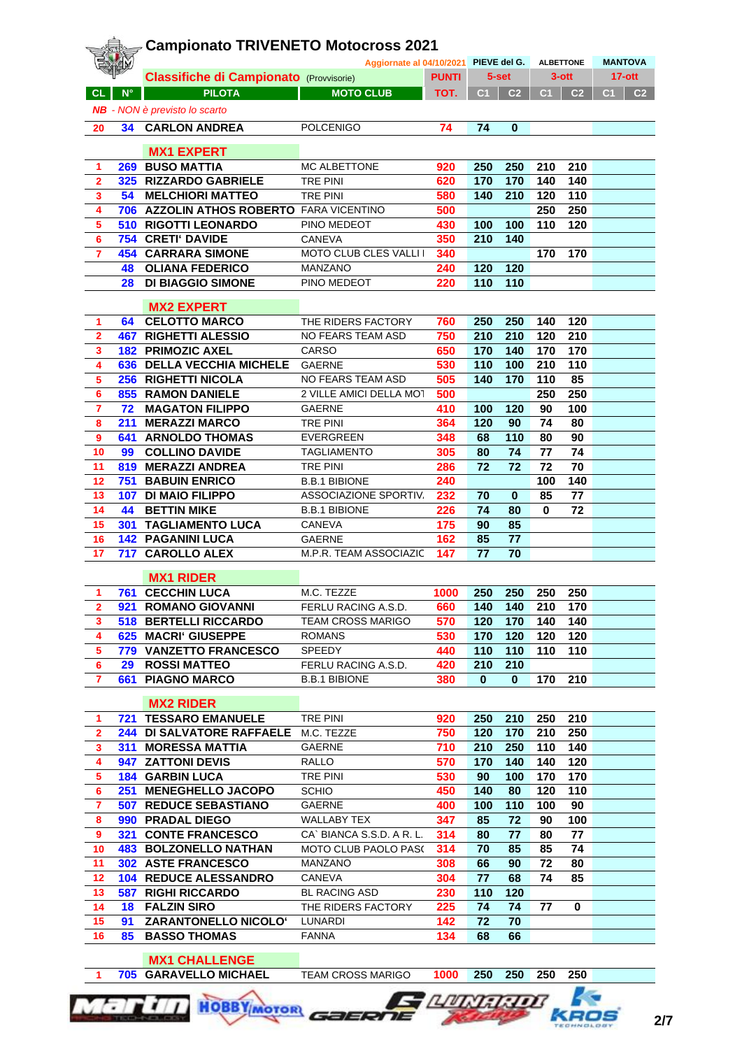# Campionato TRIVENETO Motocross 2021

Aggiornate al 04/10/2021

## Classifiche di Campionato (Provvisorie)

| CL | N° | PILOTA | MOTO CLUB | PUNTI TOT. | PIEVE del G. 5-set C1 | C2 | ALBETTONE 3-ott C1 | C2 | MANTOVA 17-ott C1 | C2 |
|---|---|---|---|---|---|---|---|---|---|---|
| | | | | | | | | | | |

*NB - NON è previsto lo scarto*

| CL | N° | PILOTA | MOTO CLUB | PUNTI TOT. | PIEVE del G. C1 | C2 | ALBETTONE C1 | C2 | MANTOVA C1 | C2 |
|---|---|---|---|---|---|---|---|---|---|---|
| 20 | 34 | CARLON ANDREA | POLCENIGO | 74 | 74 | 0 | | | | |
| | | **MX1 EXPERT** | | | | | | | | |
| 1 | 269 | BUSO MATTIA | MC ALBETTONE | 920 | 250 | 250 | 210 | 210 | | |
| 2 | 325 | RIZZARDO GABRIELE | TRE PINI | 620 | 170 | 170 | 140 | 140 | | |
| 3 | 54 | MELCHIORI MATTEO | TRE PINI | 580 | 140 | 210 | 120 | 110 | | |
| 4 | 706 | AZZOLIN ATHOS ROBERTO | FARA VICENTINO | 500 | | | 250 | 250 | | |
| 5 | 510 | RIGOTTI LEONARDO | PINO MEDEOT | 430 | 100 | 100 | 110 | 120 | | |
| 6 | 754 | CRETI' DAVIDE | CANEVA | 350 | 210 | 140 | | | | |
| 7 | 454 | CARRARA SIMONE | MOTO CLUB CLES VALLI I | 340 | | | 170 | 170 | | |
| | 48 | OLIANA FEDERICO | MANZANO | 240 | 120 | 120 | | | | |
| | 28 | DI BIAGGIO SIMONE | PINO MEDEOT | 220 | 110 | 110 | | | | |
| | | **MX2 EXPERT** | | | | | | | | |
| 1 | 64 | CELOTTO MARCO | THE RIDERS FACTORY | 760 | 250 | 250 | 140 | 120 | | |
| 2 | 467 | RIGHETTI ALESSIO | NO FEARS TEAM ASD | 750 | 210 | 210 | 120 | 210 | | |
| 3 | 182 | PRIMOZIC AXEL | CARSO | 650 | 170 | 140 | 170 | 170 | | |
| 4 | 636 | DELLA VECCHIA MICHELE | GAERNE | 530 | 110 | 100 | 210 | 110 | | |
| 5 | 256 | RIGHETTI NICOLA | NO FEARS TEAM ASD | 505 | 140 | 170 | 110 | 85 | | |
| 6 | 855 | RAMON DANIELE | 2 VILLE AMICI DELLA MOT | 500 | | | 250 | 250 | | |
| 7 | 72 | MAGATON FILIPPO | GAERNE | 410 | 100 | 120 | 90 | 100 | | |
| 8 | 211 | MERAZZI MARCO | TRE PINI | 364 | 120 | 90 | 74 | 80 | | |
| 9 | 641 | ARNOLDO THOMAS | EVERGREEN | 348 | 68 | 110 | 80 | 90 | | |
| 10 | 99 | COLLINO DAVIDE | TAGLIAMENTO | 305 | 80 | 74 | 77 | 74 | | |
| 11 | 819 | MERAZZI ANDREA | TRE PINI | 286 | 72 | 72 | 72 | 70 | | |
| 12 | 751 | BABUIN ENRICO | B.B.1 BIBIONE | 240 | | | 100 | 140 | | |
| 13 | 107 | DI MAIO FILIPPO | ASSOCIAZIONE SPORTIV. | 232 | 70 | 0 | 85 | 77 | | |
| 14 | 44 | BETTIN MIKE | B.B.1 BIBIONE | 226 | 74 | 80 | 0 | 72 | | |
| 15 | 301 | TAGLIAMENTO LUCA | CANEVA | 175 | 90 | 85 | | | | |
| 16 | 142 | PAGANINI LUCA | GAERNE | 162 | 85 | 77 | | | | |
| 17 | 717 | CAROLLO ALEX | M.P.R. TEAM ASSOCIAZIC | 147 | 77 | 70 | | | | |
| | | **MX1 RIDER** | | | | | | | | |
| 1 | 761 | CECCHIN LUCA | M.C. TEZZE | 1000 | 250 | 250 | 250 | 250 | | |
| 2 | 921 | ROMANO GIOVANNI | FERLU RACING A.S.D. | 660 | 140 | 140 | 210 | 170 | | |
| 3 | 518 | BERTELLI RICCARDO | TEAM CROSS MARIGO | 570 | 120 | 170 | 140 | 140 | | |
| 4 | 625 | MACRI' GIUSEPPE | ROMANS | 530 | 170 | 120 | 120 | 120 | | |
| 5 | 779 | VANZETTO FRANCESCO | SPEEDY | 440 | 110 | 110 | 110 | 110 | | |
| 6 | 29 | ROSSI MATTEO | FERLU RACING A.S.D. | 420 | 210 | 210 | | | | |
| 7 | 661 | PIAGNO MARCO | B.B.1 BIBIONE | 380 | 0 | 0 | 170 | 210 | | |
| | | **MX2 RIDER** | | | | | | | | |
| 1 | 721 | TESSARO EMANUELE | TRE PINI | 920 | 250 | 210 | 250 | 210 | | |
| 2 | 244 | DI SALVATORE RAFFAELE | M.C. TEZZE | 750 | 120 | 170 | 210 | 250 | | |
| 3 | 311 | MORESSA MATTIA | GAERNE | 710 | 210 | 250 | 110 | 140 | | |
| 4 | 947 | ZATTONI DEVIS | RALLO | 570 | 170 | 140 | 140 | 120 | | |
| 5 | 184 | GARBIN LUCA | TRE PINI | 530 | 90 | 100 | 170 | 170 | | |
| 6 | 251 | MENEGHELLO JACOPO | SCHIO | 450 | 140 | 80 | 120 | 110 | | |
| 7 | 507 | REDUCE SEBASTIANO | GAERNE | 400 | 100 | 110 | 100 | 90 | | |
| 8 | 990 | PRADAL DIEGO | WALLABY TEX | 347 | 85 | 72 | 90 | 100 | | |
| 9 | 321 | CONTE FRANCESCO | CA` BIANCA S.S.D. A R. L. | 314 | 80 | 77 | 80 | 77 | | |
| 10 | 483 | BOLZONELLO NATHAN | MOTO CLUB PAOLO PAS( | 314 | 70 | 85 | 85 | 74 | | |
| 11 | 302 | ASTE FRANCESCO | MANZANO | 308 | 66 | 90 | 72 | 80 | | |
| 12 | 104 | REDUCE ALESSANDRO | CANEVA | 304 | 77 | 68 | 74 | 85 | | |
| 13 | 587 | RIGHI RICCARDO | BL RACING ASD | 230 | 110 | 120 | | | | |
| 14 | 18 | FALZIN SIRO | THE RIDERS FACTORY | 225 | 74 | 74 | 77 | 0 | | |
| 15 | 91 | ZARANTONELLO NICOLO' | LUNARDI | 142 | 72 | 70 | | | | |
| 16 | 85 | BASSO THOMAS | FANNA | 134 | 68 | 66 | | | | |
| | | **MX1 CHALLENGE** | | | | | | | | |
| 1 | 705 | GARAVELLO MICHAEL | TEAM CROSS MARIGO | 1000 | 250 | 250 | 250 | 250 | | |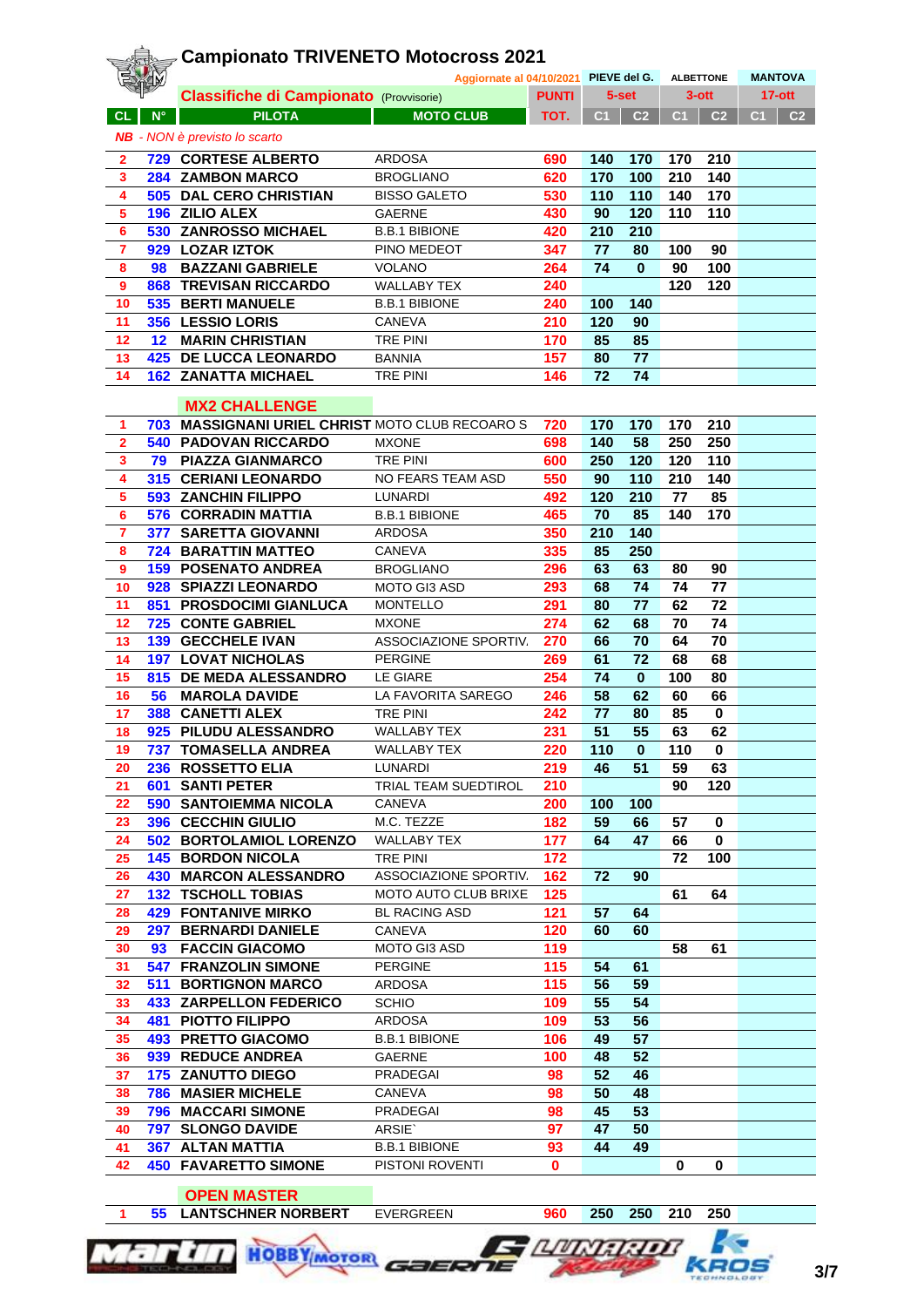# Campionato TRIVENETO Motocross 2021

Aggiornate al 04/10/2021

## Classifiche di Campionato (Provvisorie)

*NB - NON è previsto lo scarto*

| CL | N° | PILOTA | MOTO CLUB | PUNTI TOT. | PIEVE del G. 5-set C1 | PIEVE del G. 5-set C2 | ALBETTONE 3-ott C1 | ALBETTONE 3-ott C2 | MANTOVA 17-ott C1 | MANTOVA 17-ott C2 |
|---|---|---|---|---|---|---|---|---|---|---|
| 2 | 729 | CORTESE ALBERTO | ARDOSA | 690 | 140 | 170 | 170 | 210 | | |
| 3 | 284 | ZAMBON MARCO | BROGLIANO | 620 | 170 | 100 | 210 | 140 | | |
| 4 | 505 | DAL CERO CHRISTIAN | BISSO GALETO | 530 | 110 | 110 | 140 | 170 | | |
| 5 | 196 | ZILIO ALEX | GAERNE | 430 | 90 | 120 | 110 | 110 | | |
| 6 | 530 | ZANROSSO MICHAEL | B.B.1 BIBIONE | 420 | 210 | 210 | | | | |
| 7 | 929 | LOZAR IZTOK | PINO MEDEOT | 347 | 77 | 80 | 100 | 90 | | |
| 8 | 98 | BAZZANI GABRIELE | VOLANO | 264 | 74 | 0 | 90 | 100 | | |
| 9 | 868 | TREVISAN RICCARDO | WALLABY TEX | 240 | | | 120 | 120 | | |
| 10 | 535 | BERTI MANUELE | B.B.1 BIBIONE | 240 | 100 | 140 | | | | |
| 11 | 356 | LESSIO LORIS | CANEVA | 210 | 120 | 90 | | | | |
| 12 | 12 | MARIN CHRISTIAN | TRE PINI | 170 | 85 | 85 | | | | |
| 13 | 425 | DE LUCCA LEONARDO | BANNIA | 157 | 80 | 77 | | | | |
| 14 | 162 | ZANATTA MICHAEL | TRE PINI | 146 | 72 | 74 | | | | |

## MX2 CHALLENGE

| CL | N° | PILOTA | MOTO CLUB | PUNTI TOT. | PIEVE del G. 5-set C1 | PIEVE del G. 5-set C2 | ALBETTONE 3-ott C1 | ALBETTONE 3-ott C2 | MANTOVA 17-ott C1 | MANTOVA 17-ott C2 |
|---|---|---|---|---|---|---|---|---|---|---|
| 1 | 703 | MASSIGNANI URIEL CHRIST | MOTO CLUB RECOARO S | 720 | 170 | 170 | 170 | 210 | | |
| 2 | 540 | PADOVAN RICCARDO | MXONE | 698 | 140 | 58 | 250 | 250 | | |
| 3 | 79 | PIAZZA GIANMARCO | TRE PINI | 600 | 250 | 120 | 120 | 110 | | |
| 4 | 315 | CERIANI LEONARDO | NO FEARS TEAM ASD | 550 | 90 | 110 | 210 | 140 | | |
| 5 | 593 | ZANCHIN FILIPPO | LUNARDI | 492 | 120 | 210 | 77 | 85 | | |
| 6 | 576 | CORRADIN MATTIA | B.B.1 BIBIONE | 465 | 70 | 85 | 140 | 170 | | |
| 7 | 377 | SARETTA GIOVANNI | ARDOSA | 350 | 210 | 140 | | | | |
| 8 | 724 | BARATTIN MATTEO | CANEVA | 335 | 85 | 250 | | | | |
| 9 | 159 | POSENATO ANDREA | BROGLIANO | 296 | 63 | 63 | 80 | 90 | | |
| 10 | 928 | SPIAZZI LEONARDO | MOTO GI3 ASD | 293 | 68 | 74 | 74 | 77 | | |
| 11 | 851 | PROSDOCIMI GIANLUCA | MONTELLO | 291 | 80 | 77 | 62 | 72 | | |
| 12 | 725 | CONTE GABRIEL | MXONE | 274 | 62 | 68 | 70 | 74 | | |
| 13 | 139 | GECCHELE IVAN | ASSOCIAZIONE SPORTIV. | 270 | 66 | 70 | 64 | 70 | | |
| 14 | 197 | LOVAT NICHOLAS | PERGINE | 269 | 61 | 72 | 68 | 68 | | |
| 15 | 815 | DE MEDA ALESSANDRO | LE GIARE | 254 | 74 | 0 | 100 | 80 | | |
| 16 | 56 | MAROLA DAVIDE | LA FAVORITA SAREGO | 246 | 58 | 62 | 60 | 66 | | |
| 17 | 388 | CANETTI ALEX | TRE PINI | 242 | 77 | 80 | 85 | 0 | | |
| 18 | 925 | PILUDU ALESSANDRO | WALLABY TEX | 231 | 51 | 55 | 63 | 62 | | |
| 19 | 737 | TOMASELLA ANDREA | WALLABY TEX | 220 | 110 | 0 | 110 | 0 | | |
| 20 | 236 | ROSSETTO ELIA | LUNARDI | 219 | 46 | 51 | 59 | 63 | | |
| 21 | 601 | SANTI PETER | TRIAL TEAM SUEDTIROL | 210 | | | 90 | 120 | | |
| 22 | 590 | SANTOIEMMA NICOLA | CANEVA | 200 | 100 | 100 | | | | |
| 23 | 396 | CECCHIN GIULIO | M.C. TEZZE | 182 | 59 | 66 | 57 | 0 | | |
| 24 | 502 | BORTOLAMIOL LORENZO | WALLABY TEX | 177 | 64 | 47 | 66 | 0 | | |
| 25 | 145 | BORDON NICOLA | TRE PINI | 172 | | | 72 | 100 | | |
| 26 | 430 | MARCON ALESSANDRO | ASSOCIAZIONE SPORTIV. | 162 | 72 | 90 | | | | |
| 27 | 132 | TSCHOLL TOBIAS | MOTO AUTO CLUB BRIXE | 125 | | | 61 | 64 | | |
| 28 | 429 | FONTANIVE MIRKO | BL RACING ASD | 121 | 57 | 64 | | | | |
| 29 | 297 | BERNARDI DANIELE | CANEVA | 120 | 60 | 60 | | | | |
| 30 | 93 | FACCIN GIACOMO | MOTO GI3 ASD | 119 | | | 58 | 61 | | |
| 31 | 547 | FRANZOLIN SIMONE | PERGINE | 115 | 54 | 61 | | | | |
| 32 | 511 | BORTIGNON MARCO | ARDOSA | 115 | 56 | 59 | | | | |
| 33 | 433 | ZARPELLON FEDERICO | SCHIO | 109 | 55 | 54 | | | | |
| 34 | 481 | PIOTTO FILIPPO | ARDOSA | 109 | 53 | 56 | | | | |
| 35 | 493 | PRETTO GIACOMO | B.B.1 BIBIONE | 106 | 49 | 57 | | | | |
| 36 | 939 | REDUCE ANDREA | GAERNE | 100 | 48 | 52 | | | | |
| 37 | 175 | ZANUTTO DIEGO | PRADEGAI | 98 | 52 | 46 | | | | |
| 38 | 786 | MASIER MICHELE | CANEVA | 98 | 50 | 48 | | | | |
| 39 | 796 | MACCARI SIMONE | PRADEGAI | 98 | 45 | 53 | | | | |
| 40 | 797 | SLONGO DAVIDE | ARSIE` | 97 | 47 | 50 | | | | |
| 41 | 367 | ALTAN MATTIA | B.B.1 BIBIONE | 93 | 44 | 49 | | | | |
| 42 | 450 | FAVARETTO SIMONE | PISTONI ROVENTI | 0 | | | 0 | 0 | | |

## OPEN MASTER

| CL | N° | PILOTA | MOTO CLUB | PUNTI TOT. | PIEVE del G. 5-set C1 | PIEVE del G. 5-set C2 | ALBETTONE 3-ott C1 | ALBETTONE 3-ott C2 | MANTOVA 17-ott C1 | MANTOVA 17-ott C2 |
|---|---|---|---|---|---|---|---|---|---|---|
| 1 | 55 | LANTSCHNER NORBERT | EVERGREEN | 960 | 250 | 250 | 210 | 250 | | |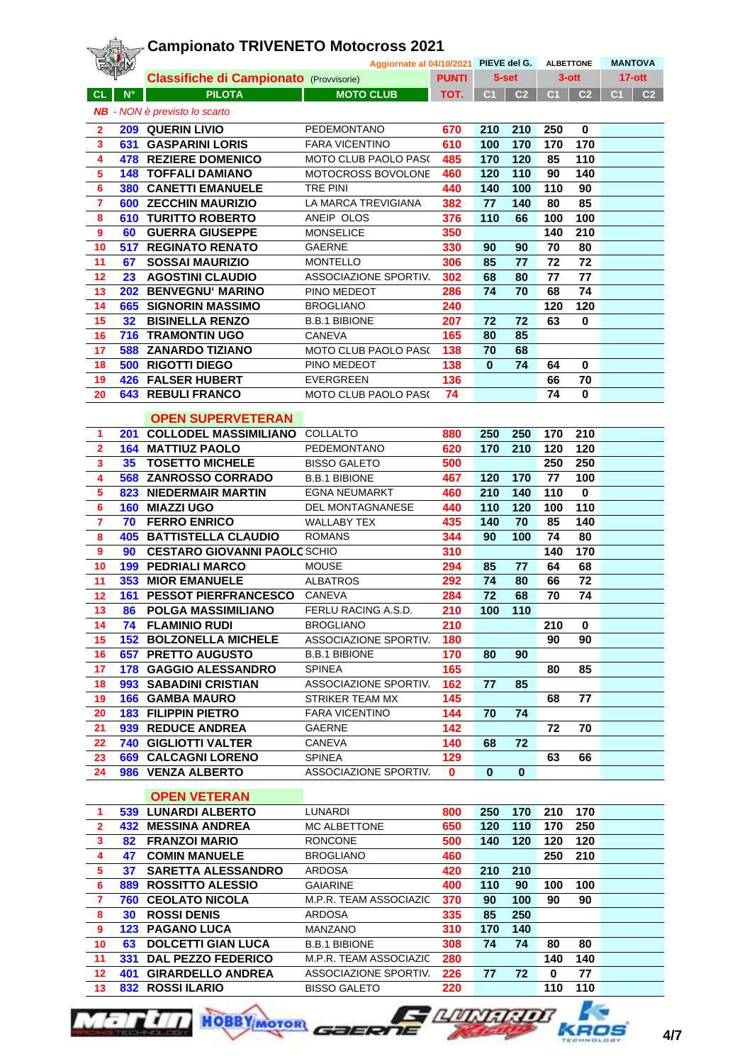# Campionato TRIVENETO Motocross 2021

Aggiornate al 04/10/2021

## Classifiche di Campionato (Provvisorie)

| CL | N° | PILOTA | MOTO CLUB | PUNTI TOT. | PIEVE del G. 5-set C1 | C2 | ALBETTONE 3-ott C1 | C2 | MANTOVA 17-ott C1 | C2 |
|---|---|---|---|---|---|---|---|---|---|---|
| | | | | | | | | | | |
| 2 | 209 | QUERIN LIVIO | PEDEMONTANO | 670 | 210 | 210 | 250 | 0 | | |
| 3 | 631 | GASPARINI LORIS | FARA VICENTINO | 610 | 100 | 170 | 170 | 170 | | |
| 4 | 478 | REZIERE DOMENICO | MOTO CLUB PAOLO PAS( | 485 | 170 | 120 | 85 | 110 | | |
| 5 | 148 | TOFFALI DAMIANO | MOTOCROSS BOVOLONE | 460 | 120 | 110 | 90 | 140 | | |
| 6 | 380 | CANETTI EMANUELE | TRE PINI | 440 | 140 | 100 | 110 | 90 | | |
| 7 | 600 | ZECCHIN MAURIZIO | LA MARCA TREVIGIANA | 382 | 77 | 140 | 80 | 85 | | |
| 8 | 610 | TURITTO ROBERTO | ANEIP OLOS | 376 | 110 | 66 | 100 | 100 | | |
| 9 | 60 | GUERRA GIUSEPPE | MONSELICE | 350 | | | 140 | 210 | | |
| 10 | 517 | REGINATO RENATO | GAERNE | 330 | 90 | 90 | 70 | 80 | | |
| 11 | 67 | SOSSAI MAURIZIO | MONTELLO | 306 | 85 | 77 | 72 | 72 | | |
| 12 | 23 | AGOSTINI CLAUDIO | ASSOCIAZIONE SPORTIV. | 302 | 68 | 80 | 77 | 77 | | |
| 13 | 202 | BENVEGNU' MARINO | PINO MEDEOT | 286 | 74 | 70 | 68 | 74 | | |
| 14 | 665 | SIGNORIN MASSIMO | BROGLIANO | 240 | | | 120 | 120 | | |
| 15 | 32 | BISINELLA RENZO | B.B.1 BIBIONE | 207 | 72 | 72 | 63 | 0 | | |
| 16 | 716 | TRAMONTIN UGO | CANEVA | 165 | 80 | 85 | | | | |
| 17 | 588 | ZANARDO TIZIANO | MOTO CLUB PAOLO PAS( | 138 | 70 | 68 | | | | |
| 18 | 500 | RIGOTTI DIEGO | PINO MEDEOT | 138 | 0 | 74 | 64 | 0 | | |
| 19 | 426 | FALSER HUBERT | EVERGREEN | 136 | | | 66 | 70 | | |
| 20 | 643 | REBULI FRANCO | MOTO CLUB PAOLO PAS( | 74 | | | 74 | 0 | | |

*NB - NON è previsto lo scarto*

### OPEN SUPERVETERAN

| CL | N° | PILOTA | MOTO CLUB | PUNTI TOT. | PIEVE del G. 5-set C1 | C2 | ALBETTONE 3-ott C1 | C2 | MANTOVA 17-ott C1 | C2 |
|---|---|---|---|---|---|---|---|---|---|---|
| 1 | 201 | COLLODEL MASSIMILIANO | COLLALTO | 880 | 250 | 250 | 170 | 210 | | |
| 2 | 164 | MATTIUZ PAOLO | PEDEMONTANO | 620 | 170 | 210 | 120 | 120 | | |
| 3 | 35 | TOSETTO MICHELE | BISSO GALETO | 500 | | | 250 | 250 | | |
| 4 | 568 | ZANROSSO CORRADO | B.B.1 BIBIONE | 467 | 120 | 170 | 77 | 100 | | |
| 5 | 823 | NIEDERMAIR MARTIN | EGNA NEUMARKT | 460 | 210 | 140 | 110 | 0 | | |
| 6 | 160 | MIAZZI UGO | DEL MONTAGNANESE | 440 | 110 | 120 | 100 | 110 | | |
| 7 | 70 | FERRO ENRICO | WALLABY TEX | 435 | 140 | 70 | 85 | 140 | | |
| 8 | 405 | BATTISTELLA CLAUDIO | ROMANS | 344 | 90 | 100 | 74 | 80 | | |
| 9 | 90 | CESTARO GIOVANNI PAOLC | SCHIO | 310 | | | 140 | 170 | | |
| 10 | 199 | PEDRIALI MARCO | MOUSE | 294 | 85 | 77 | 64 | 68 | | |
| 11 | 353 | MIOR EMANUELE | ALBATROS | 292 | 74 | 80 | 66 | 72 | | |
| 12 | 161 | PESSOT PIERFRANCESCO | CANEVA | 284 | 72 | 68 | 70 | 74 | | |
| 13 | 86 | POLGA MASSIMILIANO | FERLU RACING A.S.D. | 210 | 100 | 110 | | | | |
| 14 | 74 | FLAMINIO RUDI | BROGLIANO | 210 | | | 210 | 0 | | |
| 15 | 152 | BOLZONELLA MICHELE | ASSOCIAZIONE SPORTIV. | 180 | | | 90 | 90 | | |
| 16 | 657 | PRETTO AUGUSTO | B.B.1 BIBIONE | 170 | 80 | 90 | | | | |
| 17 | 178 | GAGGIO ALESSANDRO | SPINEA | 165 | | | 80 | 85 | | |
| 18 | 993 | SABADINI CRISTIAN | ASSOCIAZIONE SPORTIV. | 162 | 77 | 85 | | | | |
| 19 | 166 | GAMBA MAURO | STRIKER TEAM MX | 145 | | | 68 | 77 | | |
| 20 | 183 | FILIPPIN PIETRO | FARA VICENTINO | 144 | 70 | 74 | | | | |
| 21 | 939 | REDUCE ANDREA | GAERNE | 142 | | | 72 | 70 | | |
| 22 | 740 | GIGLIOTTI VALTER | CANEVA | 140 | 68 | 72 | | | | |
| 23 | 669 | CALCAGNI LORENO | SPINEA | 129 | | | 63 | 66 | | |
| 24 | 986 | VENZA ALBERTO | ASSOCIAZIONE SPORTIV. | 0 | 0 | 0 | | | | |

### OPEN VETERAN

| CL | N° | PILOTA | MOTO CLUB | PUNTI TOT. | PIEVE del G. 5-set C1 | C2 | ALBETTONE 3-ott C1 | C2 | MANTOVA 17-ott C1 | C2 |
|---|---|---|---|---|---|---|---|---|---|---|
| 1 | 539 | LUNARDI ALBERTO | LUNARDI | 800 | 250 | 170 | 210 | 170 | | |
| 2 | 432 | MESSINA ANDREA | MC ALBETTONE | 650 | 120 | 110 | 170 | 250 | | |
| 3 | 82 | FRANZOI MARIO | RONCONE | 500 | 140 | 120 | 120 | 120 | | |
| 4 | 47 | COMIN MANUELE | BROGLIANO | 460 | | | 250 | 210 | | |
| 5 | 37 | SARETTA ALESSANDRO | ARDOSA | 420 | 210 | 210 | | | | |
| 6 | 889 | ROSSITTO ALESSIO | GAIARINE | 400 | 110 | 90 | 100 | 100 | | |
| 7 | 760 | CEOLATO NICOLA | M.P.R. TEAM ASSOCIAZIC | 370 | 90 | 100 | 90 | 90 | | |
| 8 | 30 | ROSSI DENIS | ARDOSA | 335 | 85 | 250 | | | | |
| 9 | 123 | PAGANO LUCA | MANZANO | 310 | 170 | 140 | | | | |
| 10 | 63 | DOLCETTI GIAN LUCA | B.B.1 BIBIONE | 308 | 74 | 74 | 80 | 80 | | |
| 11 | 331 | DAL PEZZO FEDERICO | M.P.R. TEAM ASSOCIAZIC | 280 | | | 140 | 140 | | |
| 12 | 401 | GIRARDELLO ANDREA | ASSOCIAZIONE SPORTIV. | 226 | 77 | 72 | 0 | 77 | | |
| 13 | 832 | ROSSI ILARIO | BISSO GALETO | 220 | | | 110 | 110 | | |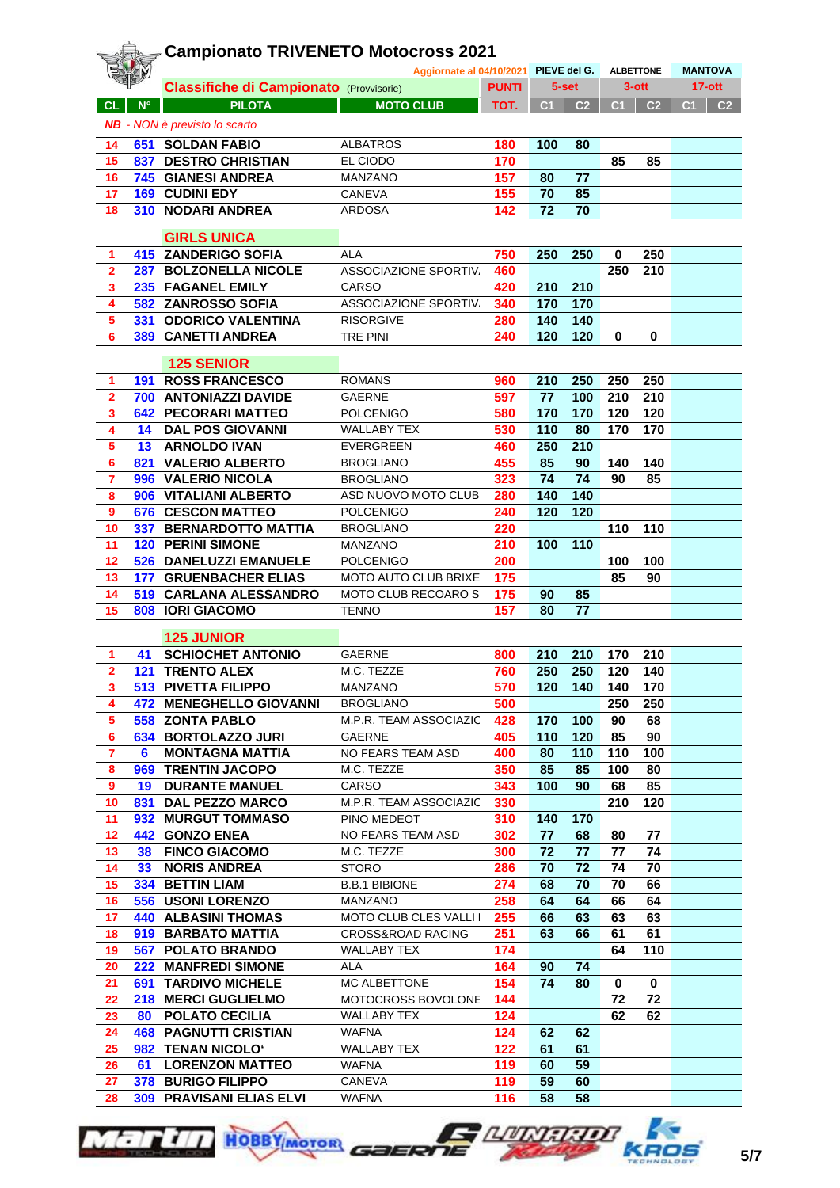# Campionato TRIVENETO Motocross 2021

Aggiornate al 04/10/2021

## Classifiche di Campionato (Provvisorie)

| CL | N° | PILOTA | MOTO CLUB | PUNTI TOT. | PIEVE del G. 5-set C1 | C2 | ALBETTONE 3-ott C1 | C2 | MANTOVA 17-ott C1 | C2 |
|---|---|---|---|---|---|---|---|---|---|---|

*NB - NON è previsto lo scarto*

| CL | N° | PILOTA | MOTO CLUB | TOT. | C1 | C2 | C1 | C2 | C1 | C2 |
|---|---|---|---|---|---|---|---|---|---|---|
| 14 | 651 | SOLDAN FABIO | ALBATROS | 180 | 100 | 80 | | | | |
| 15 | 837 | DESTRO CHRISTIAN | EL CIODO | 170 | | | 85 | 85 | | |
| 16 | 745 | GIANESI ANDREA | MANZANO | 157 | 80 | 77 | | | | |
| 17 | 169 | CUDINI EDY | CANEVA | 155 | 70 | 85 | | | | |
| 18 | 310 | NODARI ANDREA | ARDOSA | 142 | 72 | 70 | | | | |

### GIRLS UNICA

| CL | N° | PILOTA | MOTO CLUB | TOT. | C1 | C2 | C1 | C2 | C1 | C2 |
|---|---|---|---|---|---|---|---|---|---|---|
| 1 | 415 | ZANDERIGO SOFIA | ALA | 750 | 250 | 250 | 0 | 250 | | |
| 2 | 287 | BOLZONELLA NICOLE | ASSOCIAZIONE SPORTIV. | 460 | | | 250 | 210 | | |
| 3 | 235 | FAGANEL EMILY | CARSO | 420 | 210 | 210 | | | | |
| 4 | 582 | ZANROSSO SOFIA | ASSOCIAZIONE SPORTIV. | 340 | 170 | 170 | | | | |
| 5 | 331 | ODORICO VALENTINA | RISORGIVE | 280 | 140 | 140 | | | | |
| 6 | 389 | CANETTI ANDREA | TRE PINI | 240 | 120 | 120 | 0 | 0 | | |

### 125 SENIOR

| CL | N° | PILOTA | MOTO CLUB | TOT. | C1 | C2 | C1 | C2 | C1 | C2 |
|---|---|---|---|---|---|---|---|---|---|---|
| 1 | 191 | ROSS FRANCESCO | ROMANS | 960 | 210 | 250 | 250 | 250 | | |
| 2 | 700 | ANTONIAZZI DAVIDE | GAERNE | 597 | 77 | 100 | 210 | 210 | | |
| 3 | 642 | PECORARI MATTEO | POLCENIGO | 580 | 170 | 170 | 120 | 120 | | |
| 4 | 14 | DAL POS GIOVANNI | WALLABY TEX | 530 | 110 | 80 | 170 | 170 | | |
| 5 | 13 | ARNOLDO IVAN | EVERGREEN | 460 | 250 | 210 | | | | |
| 6 | 821 | VALERIO ALBERTO | BROGLIANO | 455 | 85 | 90 | 140 | 140 | | |
| 7 | 996 | VALERIO NICOLA | BROGLIANO | 323 | 74 | 74 | 90 | 85 | | |
| 8 | 906 | VITALIANI ALBERTO | ASD NUOVO MOTO CLUB | 280 | 140 | 140 | | | | |
| 9 | 676 | CESCON MATTEO | POLCENIGO | 240 | 120 | 120 | | | | |
| 10 | 337 | BERNARDOTTO MATTIA | BROGLIANO | 220 | | | 110 | 110 | | |
| 11 | 120 | PERINI SIMONE | MANZANO | 210 | 100 | 110 | | | | |
| 12 | 526 | DANELUZZI EMANUELE | POLCENIGO | 200 | | | 100 | 100 | | |
| 13 | 177 | GRUENBACHER ELIAS | MOTO AUTO CLUB BRIXE | 175 | | | 85 | 90 | | |
| 14 | 519 | CARLANA ALESSANDRO | MOTO CLUB RECOARO S | 175 | 90 | 85 | | | | |
| 15 | 808 | IORI GIACOMO | TENNO | 157 | 80 | 77 | | | | |

### 125 JUNIOR

| CL | N° | PILOTA | MOTO CLUB | TOT. | C1 | C2 | C1 | C2 | C1 | C2 |
|---|---|---|---|---|---|---|---|---|---|---|
| 1 | 41 | SCHIOCHET ANTONIO | GAERNE | 800 | 210 | 210 | 170 | 210 | | |
| 2 | 121 | TRENTO ALEX | M.C. TEZZE | 760 | 250 | 250 | 120 | 140 | | |
| 3 | 513 | PIVETTA FILIPPO | MANZANO | 570 | 120 | 140 | 140 | 170 | | |
| 4 | 472 | MENEGHELLO GIOVANNI | BROGLIANO | 500 | | | 250 | 250 | | |
| 5 | 558 | ZONTA PABLO | M.P.R. TEAM ASSOCIAZIC | 428 | 170 | 100 | 90 | 68 | | |
| 6 | 634 | BORTOLAZZO JURI | GAERNE | 405 | 110 | 120 | 85 | 90 | | |
| 7 | 6 | MONTAGNA MATTIA | NO FEARS TEAM ASD | 400 | 80 | 110 | 110 | 100 | | |
| 8 | 969 | TRENTIN JACOPO | M.C. TEZZE | 350 | 85 | 85 | 100 | 80 | | |
| 9 | 19 | DURANTE MANUEL | CARSO | 343 | 100 | 90 | 68 | 85 | | |
| 10 | 831 | DAL PEZZO MARCO | M.P.R. TEAM ASSOCIAZIC | 330 | | | 210 | 120 | | |
| 11 | 932 | MURGUT TOMMASO | PINO MEDEOT | 310 | 140 | 170 | | | | |
| 12 | 442 | GONZO ENEA | NO FEARS TEAM ASD | 302 | 77 | 68 | 80 | 77 | | |
| 13 | 38 | FINCO GIACOMO | M.C. TEZZE | 300 | 72 | 77 | 77 | 74 | | |
| 14 | 33 | NORIS ANDREA | STORO | 286 | 70 | 72 | 74 | 70 | | |
| 15 | 334 | BETTIN LIAM | B.B.1 BIBIONE | 274 | 68 | 70 | 70 | 66 | | |
| 16 | 556 | USONI LORENZO | MANZANO | 258 | 64 | 64 | 66 | 64 | | |
| 17 | 440 | ALBASINI THOMAS | MOTO CLUB CLES VALLI I | 255 | 66 | 63 | 63 | 63 | | |
| 18 | 919 | BARBATO MATTIA | CROSS&ROAD RACING | 251 | 63 | 66 | 61 | 61 | | |
| 19 | 567 | POLATO BRANDO | WALLABY TEX | 174 | | | 64 | 110 | | |
| 20 | 222 | MANFREDI SIMONE | ALA | 164 | 90 | 74 | | | | |
| 21 | 691 | TARDIVO MICHELE | MC ALBETTONE | 154 | 74 | 80 | 0 | 0 | | |
| 22 | 218 | MERCI GUGLIELMO | MOTOCROSS BOVOLONE | 144 | | | 72 | 72 | | |
| 23 | 80 | POLATO CECILIA | WALLABY TEX | 124 | | | 62 | 62 | | |
| 24 | 468 | PAGNUTTI CRISTIAN | WAFNA | 124 | 62 | 62 | | | | |
| 25 | 982 | TENAN NICOLO' | WALLABY TEX | 122 | 61 | 61 | | | | |
| 26 | 61 | LORENZON MATTEO | WAFNA | 119 | 60 | 59 | | | | |
| 27 | 378 | BURIGO FILIPPO | CANEVA | 119 | 59 | 60 | | | | |
| 28 | 309 | PRAVISANI ELIAS ELVI | WAFNA | 116 | 58 | 58 | | | | |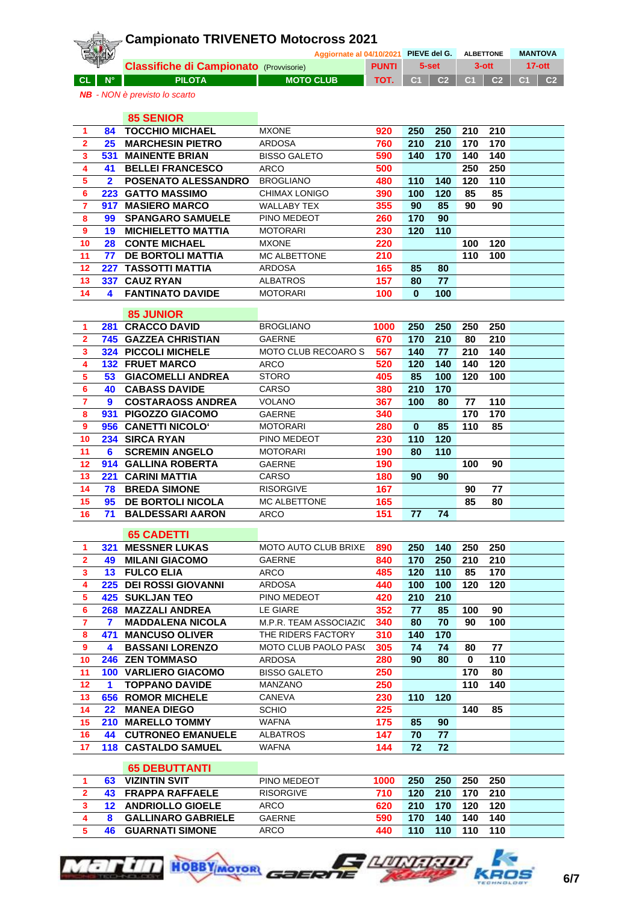# Campionato TRIVENETO Motocross 2021

## Classifiche di Campionato (Provvisorie)

| CL | N° | PILOTA | MOTO CLUB | PUNTI TOT. | PIEVE del G. 5-set C1 | C2 | ALBETTONE 3-ott C1 | C2 | MANTOVA 17-ott C1 | C2 |
|---|---|---|---|---|---|---|---|---|---|---|

Aggiornate al 04/10/2021

*NB - NON è previsto lo scarto*

### 85 SENIOR

| CL | N° | PILOTA | MOTO CLUB | TOT. | C1 | C2 | C1 | C2 | C1 | C2 |
|---|---|---|---|---|---|---|---|---|---|---|
| 1 | 84 | TOCCHIO MICHAEL | MXONE | 920 | 250 | 250 | 210 | 210 | | |
| 2 | 25 | MARCHESIN PIETRO | ARDOSA | 760 | 210 | 210 | 170 | 170 | | |
| 3 | 531 | MAINENTE BRIAN | BISSO GALETO | 590 | 140 | 170 | 140 | 140 | | |
| 4 | 41 | BELLEI FRANCESCO | ARCO | 500 | | | 250 | 250 | | |
| 5 | 2 | POSENATO ALESSANDRO | BROGLIANO | 480 | 110 | 140 | 120 | 110 | | |
| 6 | 223 | GATTO MASSIMO | CHIMAX LONIGO | 390 | 100 | 120 | 85 | 85 | | |
| 7 | 917 | MASIERO MARCO | WALLABY TEX | 355 | 90 | 85 | 90 | 90 | | |
| 8 | 99 | SPANGARO SAMUELE | PINO MEDEOT | 260 | 170 | 90 | | | | |
| 9 | 19 | MICHIELETTO MATTIA | MOTORARI | 230 | 120 | 110 | | | | |
| 10 | 28 | CONTE MICHAEL | MXONE | 220 | | | 100 | 120 | | |
| 11 | 77 | DE BORTOLI MATTIA | MC ALBETTONE | 210 | | | 110 | 100 | | |
| 12 | 227 | TASSOTTI MATTIA | ARDOSA | 165 | 85 | 80 | | | | |
| 13 | 337 | CAUZ RYAN | ALBATROS | 157 | 80 | 77 | | | | |
| 14 | 4 | FANTINATO DAVIDE | MOTORARI | 100 | 0 | 100 | | | | |

### 85 JUNIOR

| CL | N° | PILOTA | MOTO CLUB | TOT. | C1 | C2 | C1 | C2 | C1 | C2 |
|---|---|---|---|---|---|---|---|---|---|---|
| 1 | 281 | CRACCO DAVID | BROGLIANO | 1000 | 250 | 250 | 250 | 250 | | |
| 2 | 745 | GAZZEA CHRISTIAN | GAERNE | 670 | 170 | 210 | 80 | 210 | | |
| 3 | 324 | PICCOLI MICHELE | MOTO CLUB RECOARO S | 567 | 140 | 77 | 210 | 140 | | |
| 4 | 132 | FRUET MARCO | ARCO | 520 | 120 | 140 | 140 | 120 | | |
| 5 | 53 | GIACOMELLI ANDREA | STORO | 405 | 85 | 100 | 120 | 100 | | |
| 6 | 40 | CABASS DAVIDE | CARSO | 380 | 210 | 170 | | | | |
| 7 | 9 | COSTARAOSS ANDREA | VOLANO | 367 | 100 | 80 | 77 | 110 | | |
| 8 | 931 | PIGOZZO GIACOMO | GAERNE | 340 | | | 170 | 170 | | |
| 9 | 956 | CANETTI NICOLO' | MOTORARI | 280 | 0 | 85 | 110 | 85 | | |
| 10 | 234 | SIRCA RYAN | PINO MEDEOT | 230 | 110 | 120 | | | | |
| 11 | 6 | SCREMIN ANGELO | MOTORARI | 190 | 80 | 110 | | | | |
| 12 | 914 | GALLINA ROBERTA | GAERNE | 190 | | | 100 | 90 | | |
| 13 | 221 | CARINI MATTIA | CARSO | 180 | 90 | 90 | | | | |
| 14 | 78 | BREDA SIMONE | RISORGIVE | 167 | | | 90 | 77 | | |
| 15 | 95 | DE BORTOLI NICOLA | MC ALBETTONE | 165 | | | 85 | 80 | | |
| 16 | 71 | BALDESSARI AARON | ARCO | 151 | 77 | 74 | | | | |

### 65 CADETTI

| CL | N° | PILOTA | MOTO CLUB | TOT. | C1 | C2 | C1 | C2 | C1 | C2 |
|---|---|---|---|---|---|---|---|---|---|---|
| 1 | 321 | MESSNER LUKAS | MOTO AUTO CLUB BRIXE | 890 | 250 | 140 | 250 | 250 | | |
| 2 | 49 | MILANI GIACOMO | GAERNE | 840 | 170 | 250 | 210 | 210 | | |
| 3 | 13 | FULCO ELIA | ARCO | 485 | 120 | 110 | 85 | 170 | | |
| 4 | 225 | DEI ROSSI GIOVANNI | ARDOSA | 440 | 100 | 100 | 120 | 120 | | |
| 5 | 425 | SUKLJAN TEO | PINO MEDEOT | 420 | 210 | 210 | | | | |
| 6 | 268 | MAZZALI ANDREA | LE GIARE | 352 | 77 | 85 | 100 | 90 | | |
| 7 | 7 | MADDALENA NICOLA | M.P.R. TEAM ASSOCIAZIC | 340 | 80 | 70 | 90 | 100 | | |
| 8 | 471 | MANCUSO OLIVER | THE RIDERS FACTORY | 310 | 140 | 170 | | | | |
| 9 | 4 | BASSANI LORENZO | MOTO CLUB PAOLO PAS( | 305 | 74 | 74 | 80 | 77 | | |
| 10 | 246 | ZEN TOMMASO | ARDOSA | 280 | 90 | 80 | 0 | 110 | | |
| 11 | 100 | VARLIERO GIACOMO | BISSO GALETO | 250 | | | 170 | 80 | | |
| 12 | 1 | TOPPANO DAVIDE | MANZANO | 250 | | | 110 | 140 | | |
| 13 | 656 | ROMOR MICHELE | CANEVA | 230 | 110 | 120 | | | | |
| 14 | 22 | MANEA DIEGO | SCHIO | 225 | | | 140 | 85 | | |
| 15 | 210 | MARELLO TOMMY | WAFNA | 175 | 85 | 90 | | | | |
| 16 | 44 | CUTRONEO EMANUELE | ALBATROS | 147 | 70 | 77 | | | | |
| 17 | 118 | CASTALDO SAMUEL | WAFNA | 144 | 72 | 72 | | | | |

### 65 DEBUTTANTI

| CL | N° | PILOTA | MOTO CLUB | TOT. | C1 | C2 | C1 | C2 | C1 | C2 |
|---|---|---|---|---|---|---|---|---|---|---|
| 1 | 63 | VIZINTIN SVIT | PINO MEDEOT | 1000 | 250 | 250 | 250 | 250 | | |
| 2 | 43 | FRAPPA RAFFAELE | RISORGIVE | 710 | 120 | 210 | 170 | 210 | | |
| 3 | 12 | ANDRIOLLO GIOELE | ARCO | 620 | 210 | 170 | 120 | 120 | | |
| 4 | 8 | GALLINARO GABRIELE | GAERNE | 590 | 170 | 140 | 140 | 140 | | |
| 5 | 46 | GUARNATI SIMONE | ARCO | 440 | 110 | 110 | 110 | 110 | | |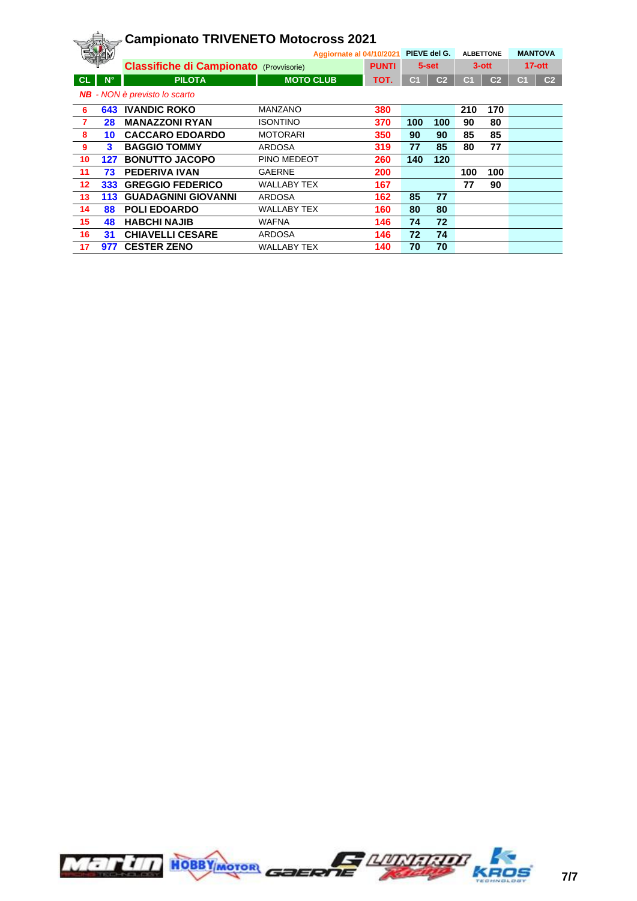# Campionato TRIVENETO Motocross 2021

## Classifiche di Campionato (Provvisorie)

Aggiornate al 04/10/2021

*NB - NON è previsto lo scarto*

| CL | N° | PILOTA | MOTO CLUB | PUNTI TOT. | PIEVE del G. 5-set C1 | PIEVE del G. 5-set C2 | ALBETTONE 3-ott C1 | ALBETTONE 3-ott C2 | MANTOVA 17-ott C1 | MANTOVA 17-ott C2 |
|---|---|---|---|---|---|---|---|---|---|---|
| 6 | 643 | **IVANDIC ROKO** | MANZANO | 380 | | | 210 | 170 | | |
| 7 | 28 | **MANAZZONI RYAN** | ISONTINO | 370 | 100 | 100 | 90 | 80 | | |
| 8 | 10 | **CACCARO EDOARDO** | MOTORARI | 350 | 90 | 90 | 85 | 85 | | |
| 9 | 3 | **BAGGIO TOMMY** | ARDOSA | 319 | 77 | 85 | 80 | 77 | | |
| 10 | 127 | **BONUTTO JACOPO** | PINO MEDEOT | 260 | 140 | 120 | | | | |
| 11 | 73 | **PEDERIVA IVAN** | GAERNE | 200 | | | 100 | 100 | | |
| 12 | 333 | **GREGGIO FEDERICO** | WALLABY TEX | 167 | | | 77 | 90 | | |
| 13 | 113 | **GUADAGNINI GIOVANNI** | ARDOSA | 162 | 85 | 77 | | | | |
| 14 | 88 | **POLI EDOARDO** | WALLABY TEX | 160 | 80 | 80 | | | | |
| 15 | 48 | **HABCHI NAJIB** | WAFNA | 146 | 74 | 72 | | | | |
| 16 | 31 | **CHIAVELLI CESARE** | ARDOSA | 146 | 72 | 74 | | | | |
| 17 | 977 | **CESTER ZENO** | WALLABY TEX | 140 | 70 | 70 | | | | |